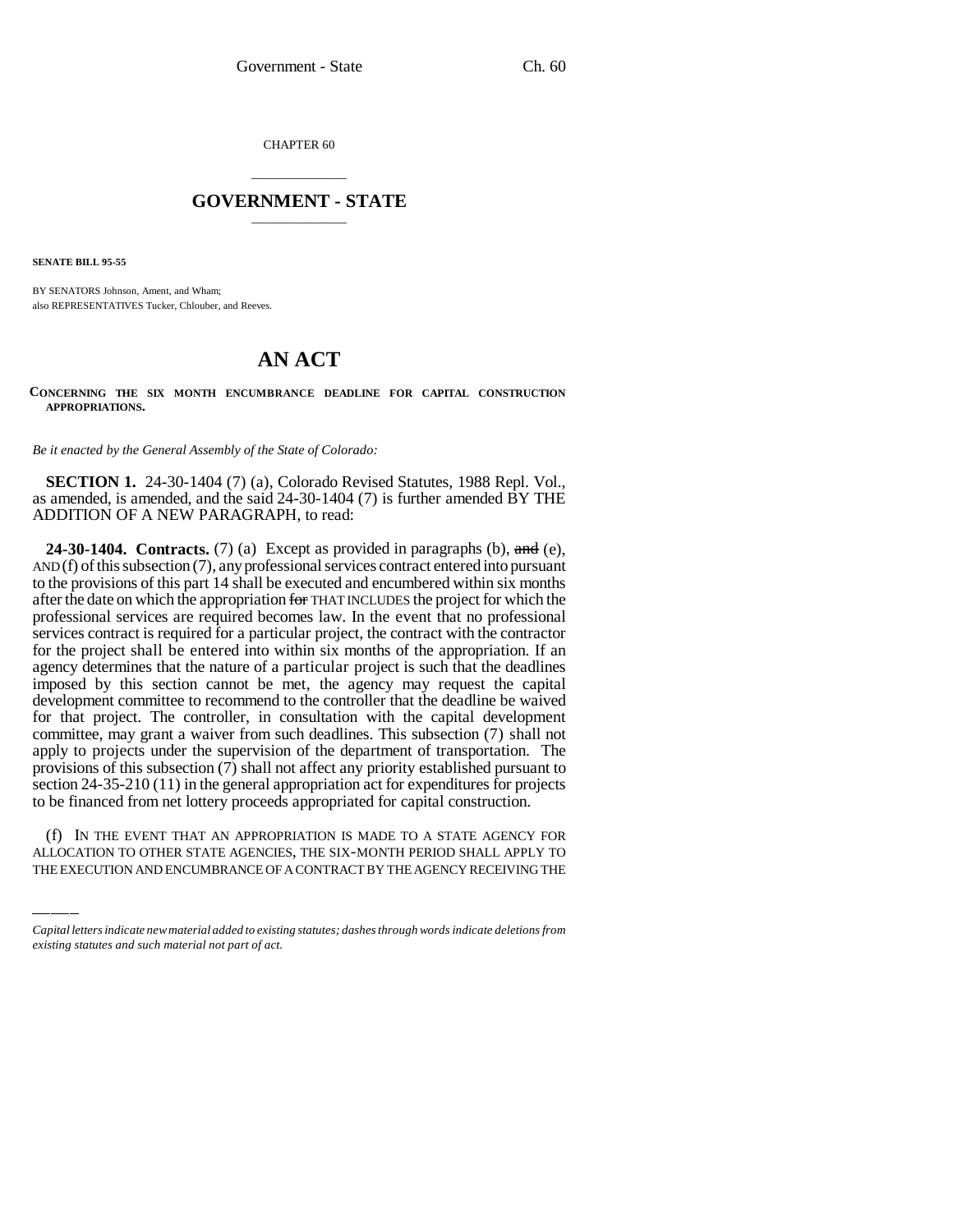CHAPTER 60

# GOVERNMENT - STATE

**SENATE BILL 95-55**

BY SENATORS Johnson, Ament, and Wham;
also REPRESENTATIVES Tucker, Chlouber, and Reeves.

# AN ACT

**CONCERNING THE SIX MONTH ENCUMBRANCE DEADLINE FOR CAPITAL CONSTRUCTION APPROPRIATIONS.**

*Be it enacted by the General Assembly of the State of Colorado:*

**SECTION 1.** 24-30-1404 (7) (a), Colorado Revised Statutes, 1988 Repl. Vol., as amended, is amended, and the said 24-30-1404 (7) is further amended BY THE ADDITION OF A NEW PARAGRAPH, to read:

**24-30-1404. Contracts.** (7) (a) Except as provided in paragraphs (b), ~~and~~ (e), AND (f) of this subsection (7), any professional services contract entered into pursuant to the provisions of this part 14 shall be executed and encumbered within six months after the date on which the appropriation ~~for~~ THAT INCLUDES the project for which the professional services are required becomes law. In the event that no professional services contract is required for a particular project, the contract with the contractor for the project shall be entered into within six months of the appropriation. If an agency determines that the nature of a particular project is such that the deadlines imposed by this section cannot be met, the agency may request the capital development committee to recommend to the controller that the deadline be waived for that project. The controller, in consultation with the capital development committee, may grant a waiver from such deadlines. This subsection (7) shall not apply to projects under the supervision of the department of transportation. The provisions of this subsection (7) shall not affect any priority established pursuant to section 24-35-210 (11) in the general appropriation act for expenditures for projects to be financed from net lottery proceeds appropriated for capital construction.

(f) IN THE EVENT THAT AN APPROPRIATION IS MADE TO A STATE AGENCY FOR ALLOCATION TO OTHER STATE AGENCIES, THE SIX-MONTH PERIOD SHALL APPLY TO THE EXECUTION AND ENCUMBRANCE OF A CONTRACT BY THE AGENCY RECEIVING THE

*Capital letters indicate new material added to existing statutes; dashes through words indicate deletions from existing statutes and such material not part of act.*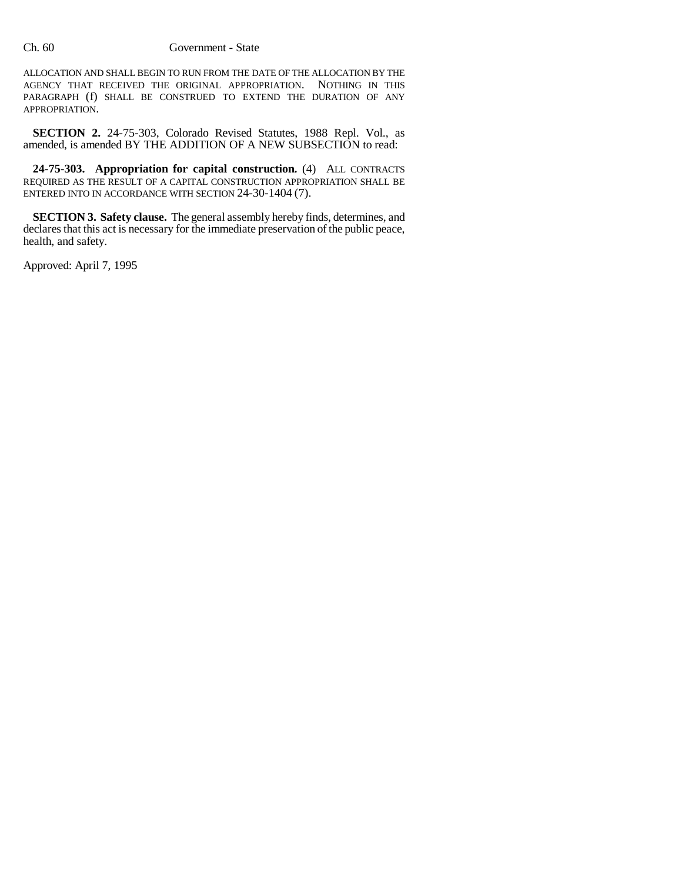ALLOCATION AND SHALL BEGIN TO RUN FROM THE DATE OF THE ALLOCATION BY THE AGENCY THAT RECEIVED THE ORIGINAL APPROPRIATION. NOTHING IN THIS PARAGRAPH (f) SHALL BE CONSTRUED TO EXTEND THE DURATION OF ANY APPROPRIATION.

**SECTION 2.** 24-75-303, Colorado Revised Statutes, 1988 Repl. Vol., as amended, is amended BY THE ADDITION OF A NEW SUBSECTION to read:

**24-75-303. Appropriation for capital construction.** (4) ALL CONTRACTS REQUIRED AS THE RESULT OF A CAPITAL CONSTRUCTION APPROPRIATION SHALL BE ENTERED INTO IN ACCORDANCE WITH SECTION 24-30-1404 (7).

**SECTION 3. Safety clause.** The general assembly hereby finds, determines, and declares that this act is necessary for the immediate preservation of the public peace, health, and safety.

Approved: April 7, 1995